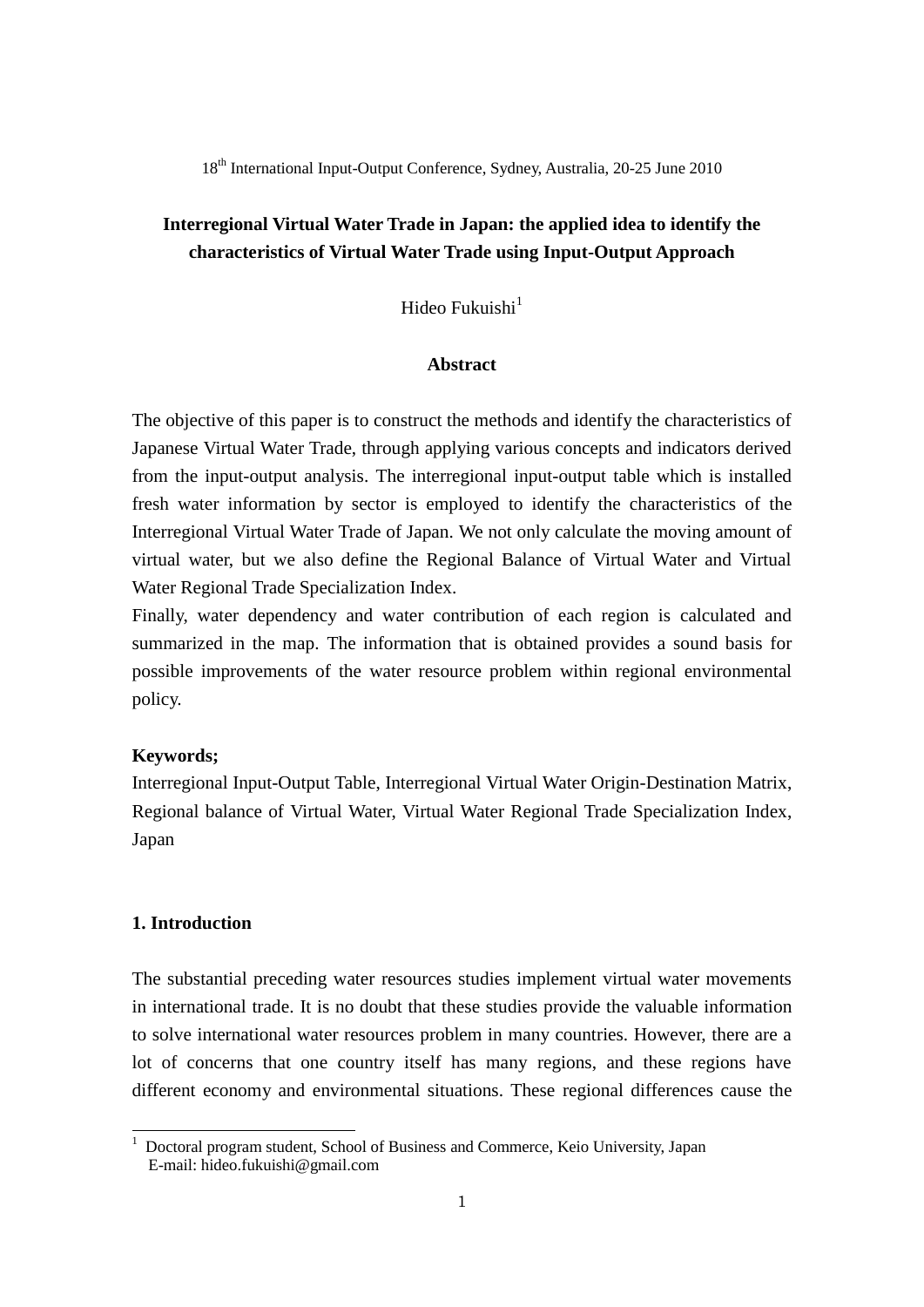18th International Input-Output Conference, Sydney, Australia, 20-25 June 2010

# Interregional Virtual Water Trade in Japan: the applied idea to identify the characteristics of Virtual Water Trade using Input-Output Approach

Hideo Fukuishi[1]

## Abstract

The objective of this paper is to construct the methods and identify the characteristics of Japanese Virtual Water Trade, through applying various concepts and indicators derived from the input-output analysis. The interregional input-output table which is installed fresh water information by sector is employed to identify the characteristics of the Interregional Virtual Water Trade of Japan. We not only calculate the moving amount of virtual water, but we also define the Regional Balance of Virtual Water and Virtual Water Regional Trade Specialization Index.

Finally, water dependency and water contribution of each region is calculated and summarized in the map. The information that is obtained provides a sound basis for possible improvements of the water resource problem within regional environmental policy.

**Keywords;**

Interregional Input-Output Table, Interregional Virtual Water Origin-Destination Matrix, Regional balance of Virtual Water, Virtual Water Regional Trade Specialization Index, Japan

## 1. Introduction

The substantial preceding water resources studies implement virtual water movements in international trade. It is no doubt that these studies provide the valuable information to solve international water resources problem in many countries. However, there are a lot of concerns that one country itself has many regions, and these regions have different economy and environmental situations. These regional differences cause the

[1] Doctoral program student, School of Business and Commerce, Keio University, Japan
E-mail: hideo.fukuishi@gmail.com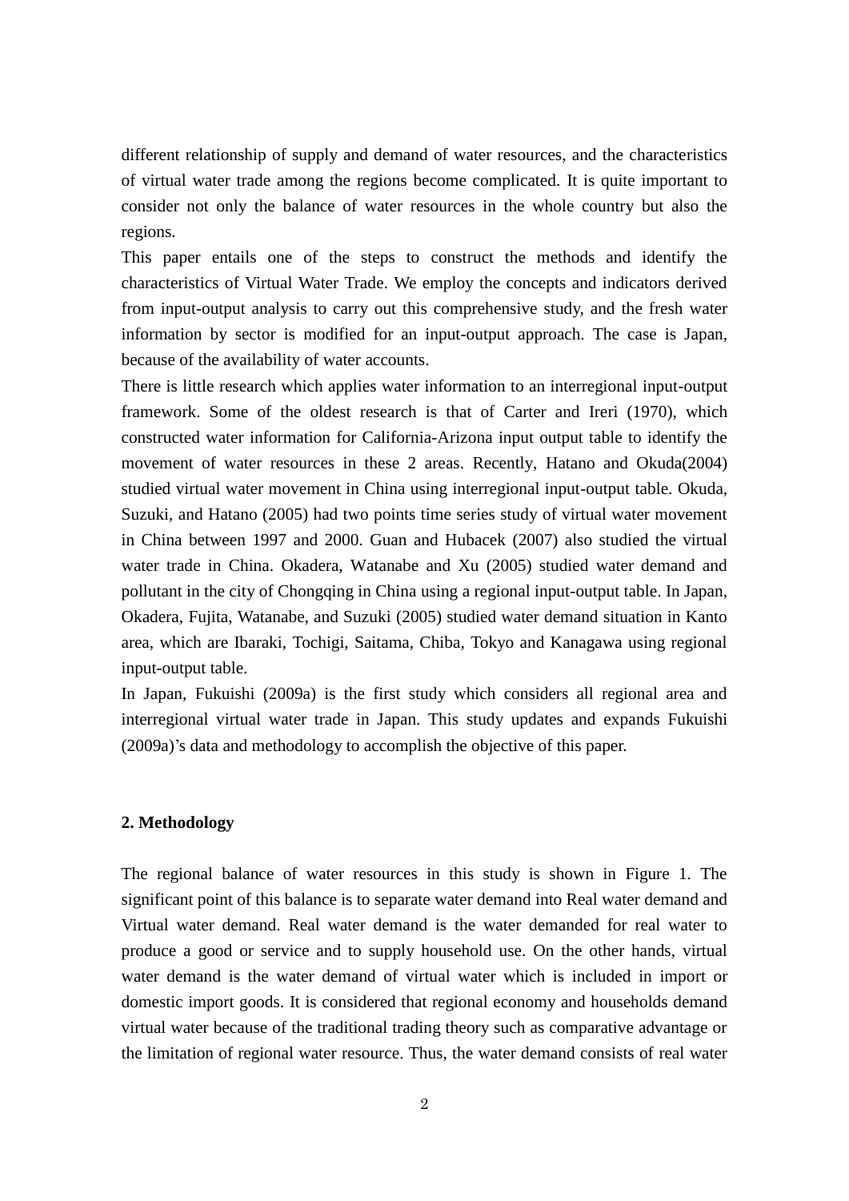different relationship of supply and demand of water resources, and the characteristics of virtual water trade among the regions become complicated. It is quite important to consider not only the balance of water resources in the whole country but also the regions.

This paper entails one of the steps to construct the methods and identify the characteristics of Virtual Water Trade. We employ the concepts and indicators derived from input-output analysis to carry out this comprehensive study, and the fresh water information by sector is modified for an input-output approach. The case is Japan, because of the availability of water accounts.

There is little research which applies water information to an interregional input-output framework. Some of the oldest research is that of Carter and Ireri (1970), which constructed water information for California-Arizona input output table to identify the movement of water resources in these 2 areas. Recently, Hatano and Okuda(2004) studied virtual water movement in China using interregional input-output table. Okuda, Suzuki, and Hatano (2005) had two points time series study of virtual water movement in China between 1997 and 2000. Guan and Hubacek (2007) also studied the virtual water trade in China. Okadera, Watanabe and Xu (2005) studied water demand and pollutant in the city of Chongqing in China using a regional input-output table. In Japan, Okadera, Fujita, Watanabe, and Suzuki (2005) studied water demand situation in Kanto area, which are Ibaraki, Tochigi, Saitama, Chiba, Tokyo and Kanagawa using regional input-output table.

In Japan, Fukuishi (2009a) is the first study which considers all regional area and interregional virtual water trade in Japan. This study updates and expands Fukuishi (2009a)'s data and methodology to accomplish the objective of this paper.

## 2. Methodology

The regional balance of water resources in this study is shown in Figure 1. The significant point of this balance is to separate water demand into Real water demand and Virtual water demand. Real water demand is the water demanded for real water to produce a good or service and to supply household use. On the other hands, virtual water demand is the water demand of virtual water which is included in import or domestic import goods. It is considered that regional economy and households demand virtual water because of the traditional trading theory such as comparative advantage or the limitation of regional water resource. Thus, the water demand consists of real water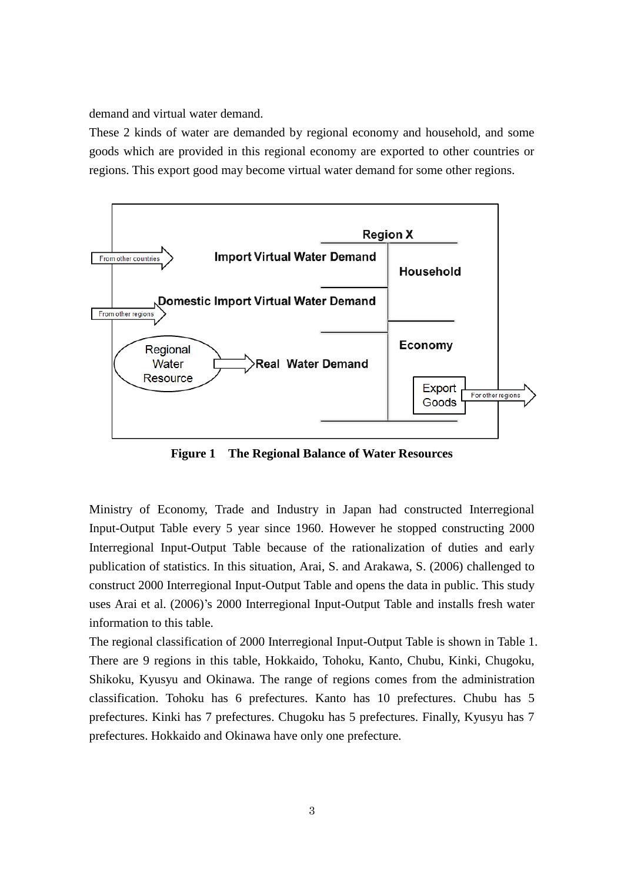demand and virtual water demand.

These 2 kinds of water are demanded by regional economy and household, and some goods which are provided in this regional economy are exported to other countries or regions. This export good may become virtual water demand for some other regions.

Region X

From other countries → Import Virtual Water Demand

From other regions → Domestic Import Virtual Water Demand

Household

Regional Water Resource → Real Water Demand

Economy

Export Goods → For other regions

**Figure 1　The Regional Balance of Water Resources**

Ministry of Economy, Trade and Industry in Japan had constructed Interregional Input-Output Table every 5 year since 1960. However he stopped constructing 2000 Interregional Input-Output Table because of the rationalization of duties and early publication of statistics. In this situation, Arai, S. and Arakawa, S. (2006) challenged to construct 2000 Interregional Input-Output Table and opens the data in public. This study uses Arai et al. (2006)'s 2000 Interregional Input-Output Table and installs fresh water information to this table.

The regional classification of 2000 Interregional Input-Output Table is shown in Table 1. There are 9 regions in this table, Hokkaido, Tohoku, Kanto, Chubu, Kinki, Chugoku, Shikoku, Kyusyu and Okinawa. The range of regions comes from the administration classification. Tohoku has 6 prefectures. Kanto has 10 prefectures. Chubu has 5 prefectures. Kinki has 7 prefectures. Chugoku has 5 prefectures. Finally, Kyusyu has 7 prefectures. Hokkaido and Okinawa have only one prefecture.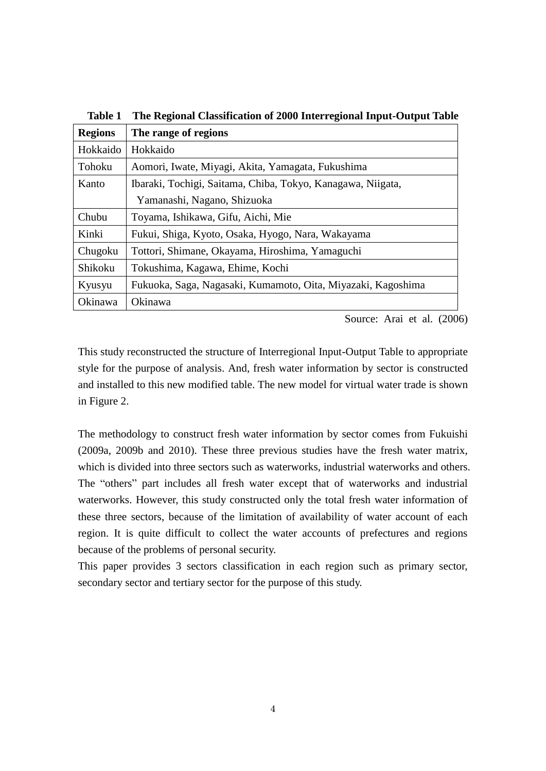**Table 1 The Regional Classification of 2000 Interregional Input-Output Table**

| Regions | The range of regions |
|---|---|
| Hokkaido | Hokkaido |
| Tohoku | Aomori, Iwate, Miyagi, Akita, Yamagata, Fukushima |
| Kanto | Ibaraki, Tochigi, Saitama, Chiba, Tokyo, Kanagawa, Niigata, Yamanashi, Nagano, Shizuoka |
| Chubu | Toyama, Ishikawa, Gifu, Aichi, Mie |
| Kinki | Fukui, Shiga, Kyoto, Osaka, Hyogo, Nara, Wakayama |
| Chugoku | Tottori, Shimane, Okayama, Hiroshima, Yamaguchi |
| Shikoku | Tokushima, Kagawa, Ehime, Kochi |
| Kyusyu | Fukuoka, Saga, Nagasaki, Kumamoto, Oita, Miyazaki, Kagoshima |
| Okinawa | Okinawa |

Source: Arai et al. (2006)

This study reconstructed the structure of Interregional Input-Output Table to appropriate style for the purpose of analysis. And, fresh water information by sector is constructed and installed to this new modified table. The new model for virtual water trade is shown in Figure 2.

The methodology to construct fresh water information by sector comes from Fukuishi (2009a, 2009b and 2010). These three previous studies have the fresh water matrix, which is divided into three sectors such as waterworks, industrial waterworks and others. The "others" part includes all fresh water except that of waterworks and industrial waterworks. However, this study constructed only the total fresh water information of these three sectors, because of the limitation of availability of water account of each region. It is quite difficult to collect the water accounts of prefectures and regions because of the problems of personal security.

This paper provides 3 sectors classification in each region such as primary sector, secondary sector and tertiary sector for the purpose of this study.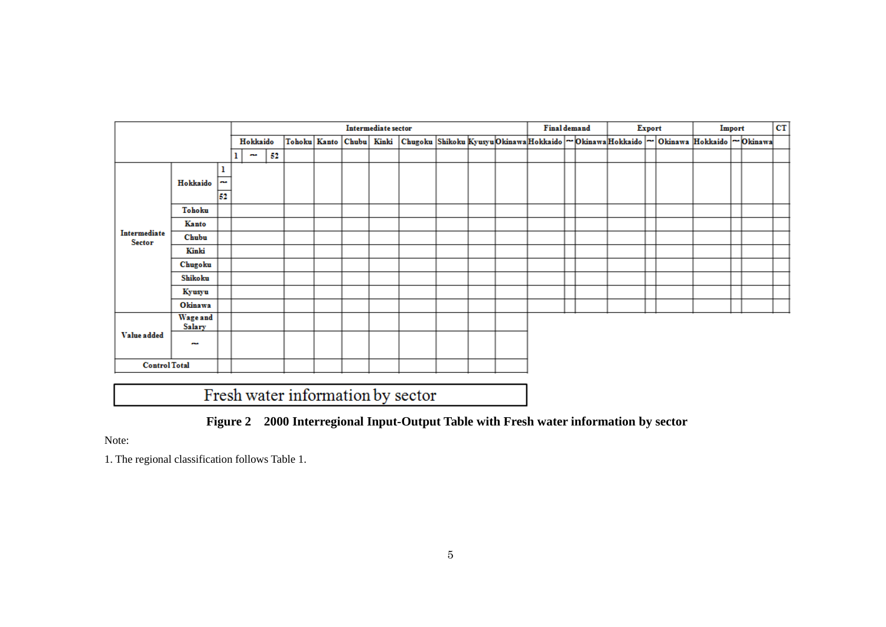|  |  |  | Intermediate sector |  |  |  |  |  |  |  |  |  |  |  | Final demand |  |  | Export |  |  | Import |  |  | CT |
|---|---|---|---|---|---|---|---|---|---|---|---|---|---|---|---|---|---|---|---|---|---|---|---|---|
|  |  |  | Hokkaido |  |  | Tohoku | Kanto | Chubu | Kinki | Chugoku | Shikoku | Kyusyu | Okinawa | Hokkaido | ~ | Okinawa | Hokkaido | ~ | Okinawa | Hokkaido | ~ | Okinawa |  |  |
|  |  |  | 1 | ~ | 52 |  |  |  |  |  |  |  |  |  |  |  |  |  |  |  |  |  |  |  |
| Intermediate Sector | Hokkaido | 1 |  |  |  |  |  |  |  |  |  |  |  |  |  |  |  |  |  |  |  |  |  |  |
|  |  | ~ |  |  |  |  |  |  |  |  |  |  |  |  |  |  |  |  |  |  |  |  |  |  |
|  |  | 52 |  |  |  |  |  |  |  |  |  |  |  |  |  |  |  |  |  |  |  |  |  |  |
|  | Tohoku |  |  |  |  |  |  |  |  |  |  |  |  |  |  |  |  |  |  |  |  |  |  |  |
|  | Kanto |  |  |  |  |  |  |  |  |  |  |  |  |  |  |  |  |  |  |  |  |  |  |  |
|  | Chubu |  |  |  |  |  |  |  |  |  |  |  |  |  |  |  |  |  |  |  |  |  |  |  |
|  | Kinki |  |  |  |  |  |  |  |  |  |  |  |  |  |  |  |  |  |  |  |  |  |  |  |
|  | Chugoku |  |  |  |  |  |  |  |  |  |  |  |  |  |  |  |  |  |  |  |  |  |  |  |
|  | Shikoku |  |  |  |  |  |  |  |  |  |  |  |  |  |  |  |  |  |  |  |  |  |  |  |
|  | Kyusyu |  |  |  |  |  |  |  |  |  |  |  |  |  |  |  |  |  |  |  |  |  |  |  |
|  | Okinawa |  |  |  |  |  |  |  |  |  |  |  |  |  |  |  |  |  |  |  |  |  |  |  |
| Value added | Wage and Salary |  |  |  |  |  |  |  |  |  |  |  |  |  |  |  |  |  |  |  |  |  |  |  |
|  | ~ |  |  |  |  |  |  |  |  |  |  |  |  |  |  |  |  |  |  |  |  |  |  |  |
| Control Total |  |  |  |  |  |  |  |  |  |  |  |  |  |  |  |  |  |  |  |  |  |  |  |  |
| Fresh water information by sector |  |  |  |  |  |  |  |  |  |  |  |  |  |  |  |  |  |  |  |  |  |  |  |  |

**Figure 2 2000 Interregional Input-Output Table with Fresh water information by sector**

Note:

1. The regional classification follows Table 1.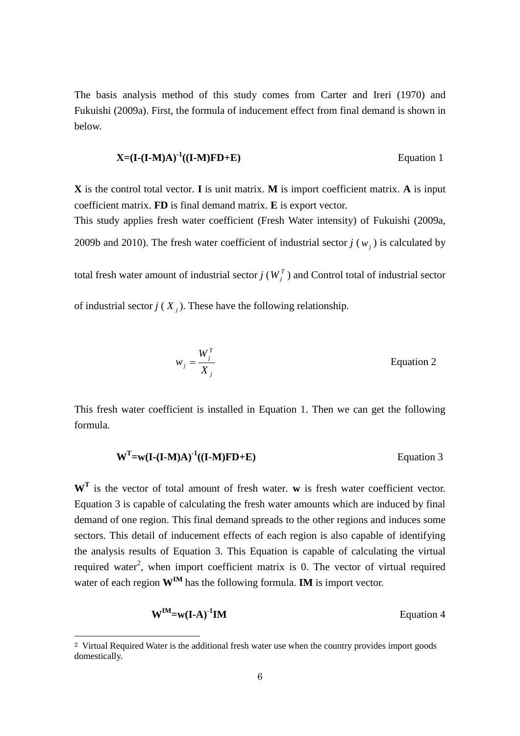The basis analysis method of this study comes from Carter and Ireri (1970) and Fukuishi (2009a). First, the formula of inducement effect from final demand is shown in below.

$$\mathbf{X=(I-(I-M)A)^{-1}((I-M)FD+E)} \quad \text{Equation 1}$$

**X** is the control total vector. **I** is unit matrix. **M** is import coefficient matrix. **A** is input coefficient matrix. **FD** is final demand matrix. **E** is export vector.
This study applies fresh water coefficient (Fresh Water intensity) of Fukuishi (2009a, 2009b and 2010). The fresh water coefficient of industrial sector *j* ( $w_j$ ) is calculated by total fresh water amount of industrial sector *j* ( $W_j^T$ ) and Control total of industrial sector of industrial sector *j* ( $X_j$ ). These have the following relationship.

$$w_j = \frac{W_j^T}{X_j} \quad \text{Equation 2}$$

This fresh water coefficient is installed in Equation 1. Then we can get the following formula.

$$\mathbf{W^T=w(I-(I-M)A)^{-1}((I-M)FD+E)} \quad \text{Equation 3}$$

$\mathbf{W^T}$ is the vector of total amount of fresh water. **w** is fresh water coefficient vector. Equation 3 is capable of calculating the fresh water amounts which are induced by final demand of one region. This final demand spreads to the other regions and induces some sectors. This detail of inducement effects of each region is also capable of identifying the analysis results of Equation 3. This Equation is capable of calculating the virtual required water[2], when import coefficient matrix is 0. The vector of virtual required water of each region $\mathbf{W^{IM}}$ has the following formula. **IM** is import vector.

$$\mathbf{W^{IM}=w(I-A)^{-1}IM} \quad \text{Equation 4}$$

[2] Virtual Required Water is the additional fresh water use when the country provides import goods domestically.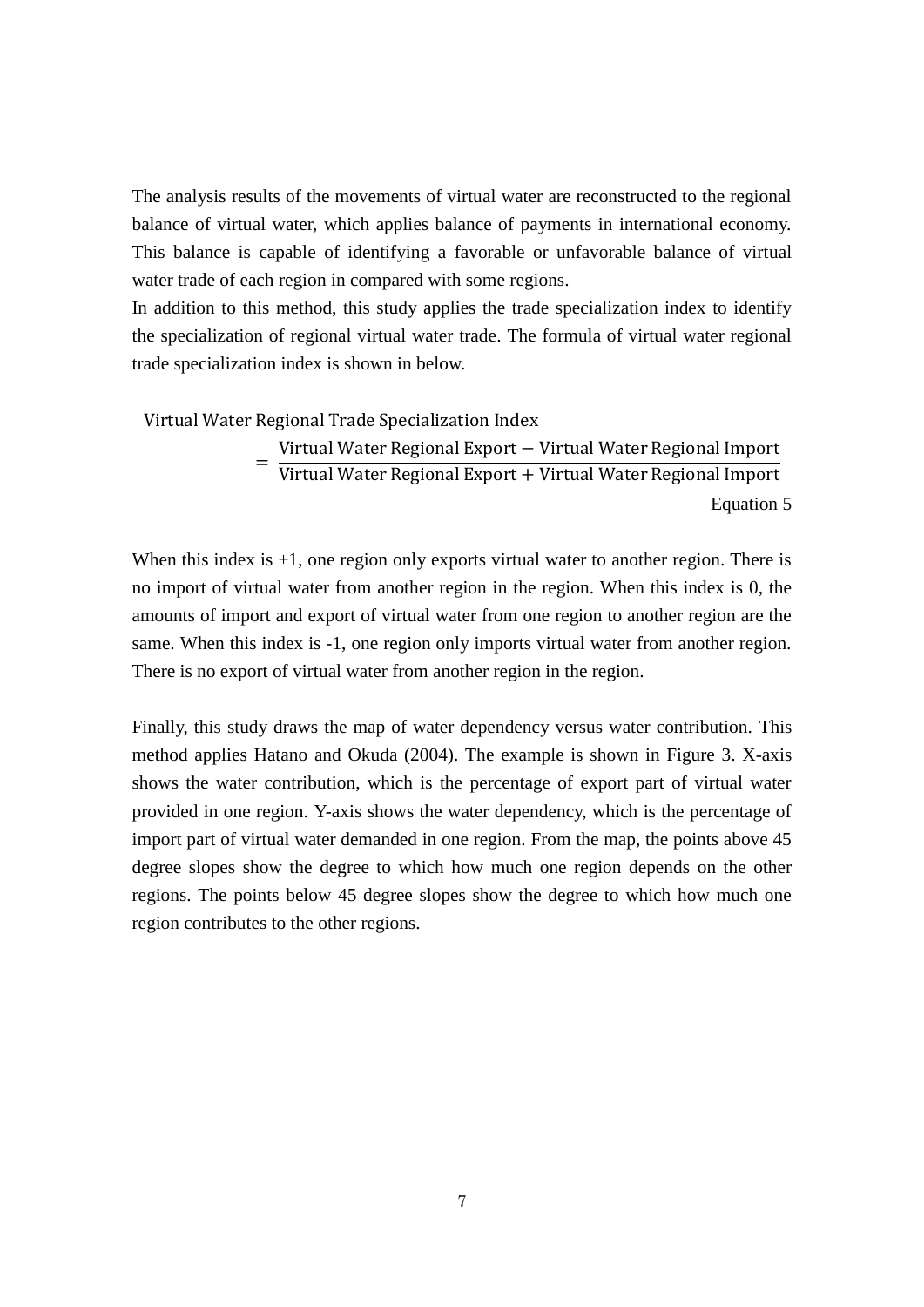The analysis results of the movements of virtual water are reconstructed to the regional balance of virtual water, which applies balance of payments in international economy. This balance is capable of identifying a favorable or unfavorable balance of virtual water trade of each region in compared with some regions.

In addition to this method, this study applies the trade specialization index to identify the specialization of regional virtual water trade. The formula of virtual water regional trade specialization index is shown in below.

$$\text{Virtual Water Regional Trade Specialization Index} = \frac{\text{Virtual Water Regional Export} - \text{Virtual Water Regional Import}}{\text{Virtual Water Regional Export} + \text{Virtual Water Regional Import}}$$

Equation 5

When this index is +1, one region only exports virtual water to another region. There is no import of virtual water from another region in the region. When this index is 0, the amounts of import and export of virtual water from one region to another region are the same. When this index is -1, one region only imports virtual water from another region. There is no export of virtual water from another region in the region.

Finally, this study draws the map of water dependency versus water contribution. This method applies Hatano and Okuda (2004). The example is shown in Figure 3. X-axis shows the water contribution, which is the percentage of export part of virtual water provided in one region. Y-axis shows the water dependency, which is the percentage of import part of virtual water demanded in one region. From the map, the points above 45 degree slopes show the degree to which how much one region depends on the other regions. The points below 45 degree slopes show the degree to which how much one region contributes to the other regions.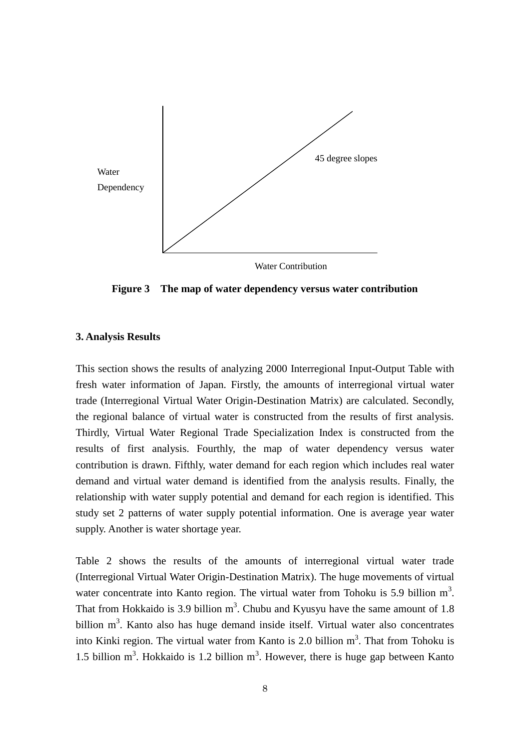Water Dependency

45 degree slopes

Water Contribution

**Figure 3 The map of water dependency versus water contribution**

### 3. Analysis Results

This section shows the results of analyzing 2000 Interregional Input-Output Table with fresh water information of Japan. Firstly, the amounts of interregional virtual water trade (Interregional Virtual Water Origin-Destination Matrix) are calculated. Secondly, the regional balance of virtual water is constructed from the results of first analysis. Thirdly, Virtual Water Regional Trade Specialization Index is constructed from the results of first analysis. Fourthly, the map of water dependency versus water contribution is drawn. Fifthly, water demand for each region which includes real water demand and virtual water demand is identified from the analysis results. Finally, the relationship with water supply potential and demand for each region is identified. This study set 2 patterns of water supply potential information. One is average year water supply. Another is water shortage year.

Table 2 shows the results of the amounts of interregional virtual water trade (Interregional Virtual Water Origin-Destination Matrix). The huge movements of virtual water concentrate into Kanto region. The virtual water from Tohoku is 5.9 billion $m^3$. That from Hokkaido is 3.9 billion $m^3$. Chubu and Kyusyu have the same amount of 1.8 billion $m^3$. Kanto also has huge demand inside itself. Virtual water also concentrates into Kinki region. The virtual water from Kanto is 2.0 billion $m^3$. That from Tohoku is 1.5 billion $m^3$. Hokkaido is 1.2 billion $m^3$. However, there is huge gap between Kanto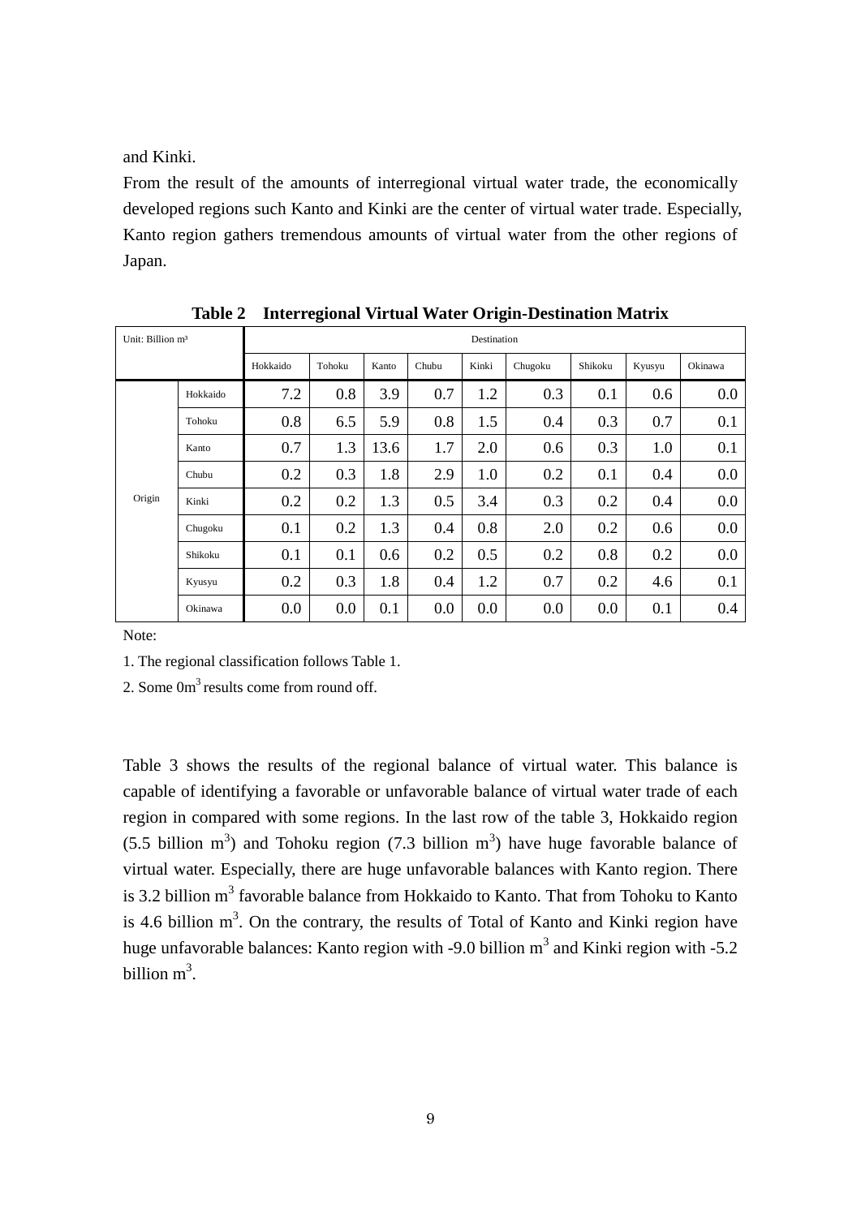and Kinki.

From the result of the amounts of interregional virtual water trade, the economically developed regions such Kanto and Kinki are the center of virtual water trade. Especially, Kanto region gathers tremendous amounts of virtual water from the other regions of Japan.

**Table 2 Interregional Virtual Water Origin-Destination Matrix**

| Unit: Billion m³ | | Destination | | | | | | | | |
|---|---|---|---|---|---|---|---|---|---|---|
| | | Hokkaido | Tohoku | Kanto | Chubu | Kinki | Chugoku | Shikoku | Kyusyu | Okinawa |
| Origin | Hokkaido | 7.2 | 0.8 | 3.9 | 0.7 | 1.2 | 0.3 | 0.1 | 0.6 | 0.0 |
| | Tohoku | 0.8 | 6.5 | 5.9 | 0.8 | 1.5 | 0.4 | 0.3 | 0.7 | 0.1 |
| | Kanto | 0.7 | 1.3 | 13.6 | 1.7 | 2.0 | 0.6 | 0.3 | 1.0 | 0.1 |
| | Chubu | 0.2 | 0.3 | 1.8 | 2.9 | 1.0 | 0.2 | 0.1 | 0.4 | 0.0 |
| | Kinki | 0.2 | 0.2 | 1.3 | 0.5 | 3.4 | 0.3 | 0.2 | 0.4 | 0.0 |
| | Chugoku | 0.1 | 0.2 | 1.3 | 0.4 | 0.8 | 2.0 | 0.2 | 0.6 | 0.0 |
| | Shikoku | 0.1 | 0.1 | 0.6 | 0.2 | 0.5 | 0.2 | 0.8 | 0.2 | 0.0 |
| | Kyusyu | 0.2 | 0.3 | 1.8 | 0.4 | 1.2 | 0.7 | 0.2 | 4.6 | 0.1 |
| | Okinawa | 0.0 | 0.0 | 0.1 | 0.0 | 0.0 | 0.0 | 0.0 | 0.1 | 0.4 |

Note:

1. The regional classification follows Table 1.

2. Some 0m$^3$ results come from round off.

Table 3 shows the results of the regional balance of virtual water. This balance is capable of identifying a favorable or unfavorable balance of virtual water trade of each region in compared with some regions. In the last row of the table 3, Hokkaido region (5.5 billion m$^3$) and Tohoku region (7.3 billion m$^3$) have huge favorable balance of virtual water. Especially, there are huge unfavorable balances with Kanto region. There is 3.2 billion m$^3$ favorable balance from Hokkaido to Kanto. That from Tohoku to Kanto is 4.6 billion m$^3$. On the contrary, the results of Total of Kanto and Kinki region have huge unfavorable balances: Kanto region with -9.0 billion m$^3$ and Kinki region with -5.2 billion m$^3$.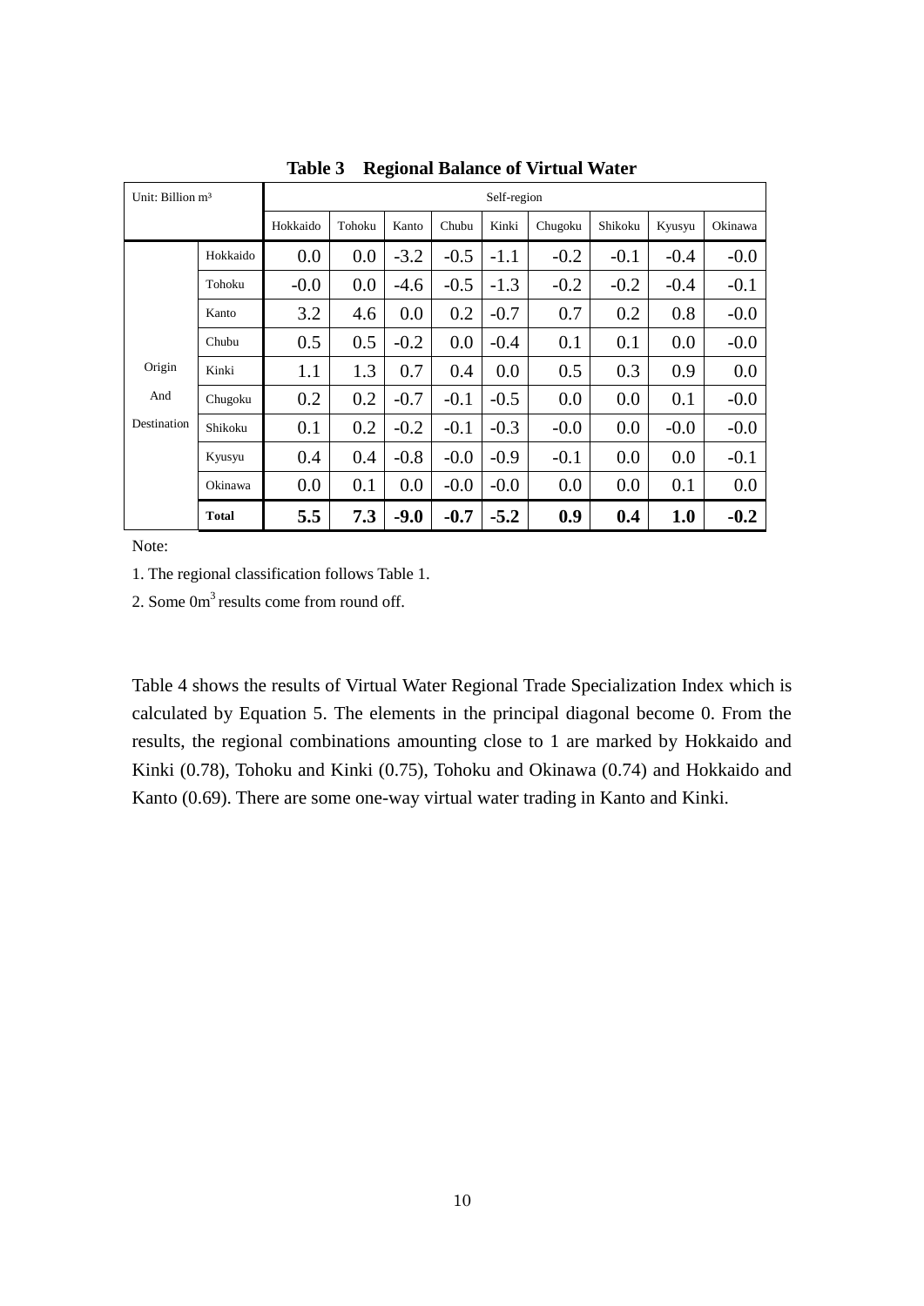**Table 3 Regional Balance of Virtual Water**

| Unit: Billion m³ | | Self-region | | | | | | | | |
|---|---|---|---|---|---|---|---|---|---|---|
| | | Hokkaido | Tohoku | Kanto | Chubu | Kinki | Chugoku | Shikoku | Kyusyu | Okinawa |
| Origin And Destination | Hokkaido | 0.0 | 0.0 | -3.2 | -0.5 | -1.1 | -0.2 | -0.1 | -0.4 | -0.0 |
| | Tohoku | -0.0 | 0.0 | -4.6 | -0.5 | -1.3 | -0.2 | -0.2 | -0.4 | -0.1 |
| | Kanto | 3.2 | 4.6 | 0.0 | 0.2 | -0.7 | 0.7 | 0.2 | 0.8 | -0.0 |
| | Chubu | 0.5 | 0.5 | -0.2 | 0.0 | -0.4 | 0.1 | 0.1 | 0.0 | -0.0 |
| | Kinki | 1.1 | 1.3 | 0.7 | 0.4 | 0.0 | 0.5 | 0.3 | 0.9 | 0.0 |
| | Chugoku | 0.2 | 0.2 | -0.7 | -0.1 | -0.5 | 0.0 | 0.0 | 0.1 | -0.0 |
| | Shikoku | 0.1 | 0.2 | -0.2 | -0.1 | -0.3 | -0.0 | 0.0 | -0.0 | -0.0 |
| | Kyusyu | 0.4 | 0.4 | -0.8 | -0.0 | -0.9 | -0.1 | 0.0 | 0.0 | -0.1 |
| | Okinawa | 0.0 | 0.1 | 0.0 | -0.0 | -0.0 | 0.0 | 0.0 | 0.1 | 0.0 |
| | **Total** | **5.5** | **7.3** | **-9.0** | **-0.7** | **-5.2** | **0.9** | **0.4** | **1.0** | **-0.2** |

Note:

1. The regional classification follows Table 1.

2. Some $0m^3$ results come from round off.

Table 4 shows the results of Virtual Water Regional Trade Specialization Index which is calculated by Equation 5. The elements in the principal diagonal become 0. From the results, the regional combinations amounting close to 1 are marked by Hokkaido and Kinki (0.78), Tohoku and Kinki (0.75), Tohoku and Okinawa (0.74) and Hokkaido and Kanto (0.69). There are some one-way virtual water trading in Kanto and Kinki.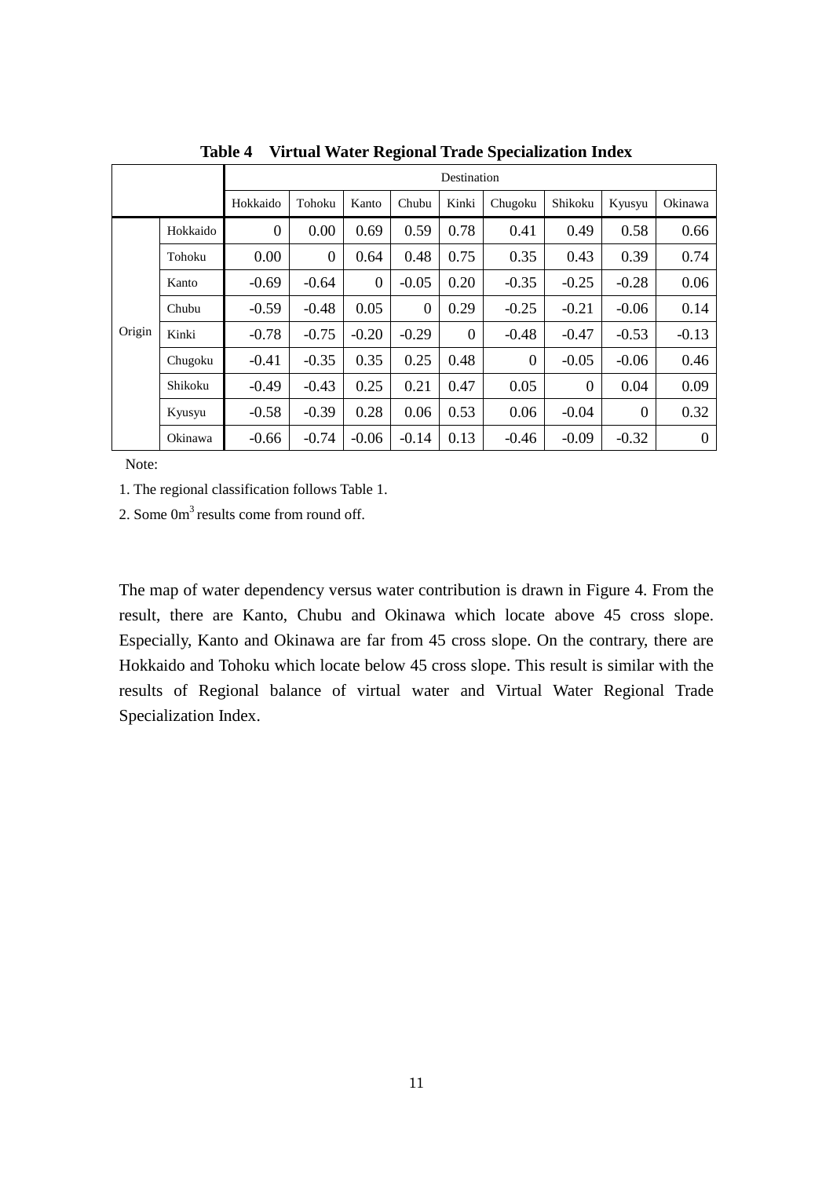**Table 4 Virtual Water Regional Trade Specialization Index**

| | | Destination | | | | | | | | |
|---|---|---|---|---|---|---|---|---|---|---|
| | | Hokkaido | Tohoku | Kanto | Chubu | Kinki | Chugoku | Shikoku | Kyusyu | Okinawa |
| Origin | Hokkaido | 0 | 0.00 | 0.69 | 0.59 | 0.78 | 0.41 | 0.49 | 0.58 | 0.66 |
| | Tohoku | 0.00 | 0 | 0.64 | 0.48 | 0.75 | 0.35 | 0.43 | 0.39 | 0.74 |
| | Kanto | -0.69 | -0.64 | 0 | -0.05 | 0.20 | -0.35 | -0.25 | -0.28 | 0.06 |
| | Chubu | -0.59 | -0.48 | 0.05 | 0 | 0.29 | -0.25 | -0.21 | -0.06 | 0.14 |
| | Kinki | -0.78 | -0.75 | -0.20 | -0.29 | 0 | -0.48 | -0.47 | -0.53 | -0.13 |
| | Chugoku | -0.41 | -0.35 | 0.35 | 0.25 | 0.48 | 0 | -0.05 | -0.06 | 0.46 |
| | Shikoku | -0.49 | -0.43 | 0.25 | 0.21 | 0.47 | 0.05 | 0 | 0.04 | 0.09 |
| | Kyusyu | -0.58 | -0.39 | 0.28 | 0.06 | 0.53 | 0.06 | -0.04 | 0 | 0.32 |
| | Okinawa | -0.66 | -0.74 | -0.06 | -0.14 | 0.13 | -0.46 | -0.09 | -0.32 | 0 |

Note:

1. The regional classification follows Table 1.

2. Some $0m^3$ results come from round off.

The map of water dependency versus water contribution is drawn in Figure 4. From the result, there are Kanto, Chubu and Okinawa which locate above 45 cross slope. Especially, Kanto and Okinawa are far from 45 cross slope. On the contrary, there are Hokkaido and Tohoku which locate below 45 cross slope. This result is similar with the results of Regional balance of virtual water and Virtual Water Regional Trade Specialization Index.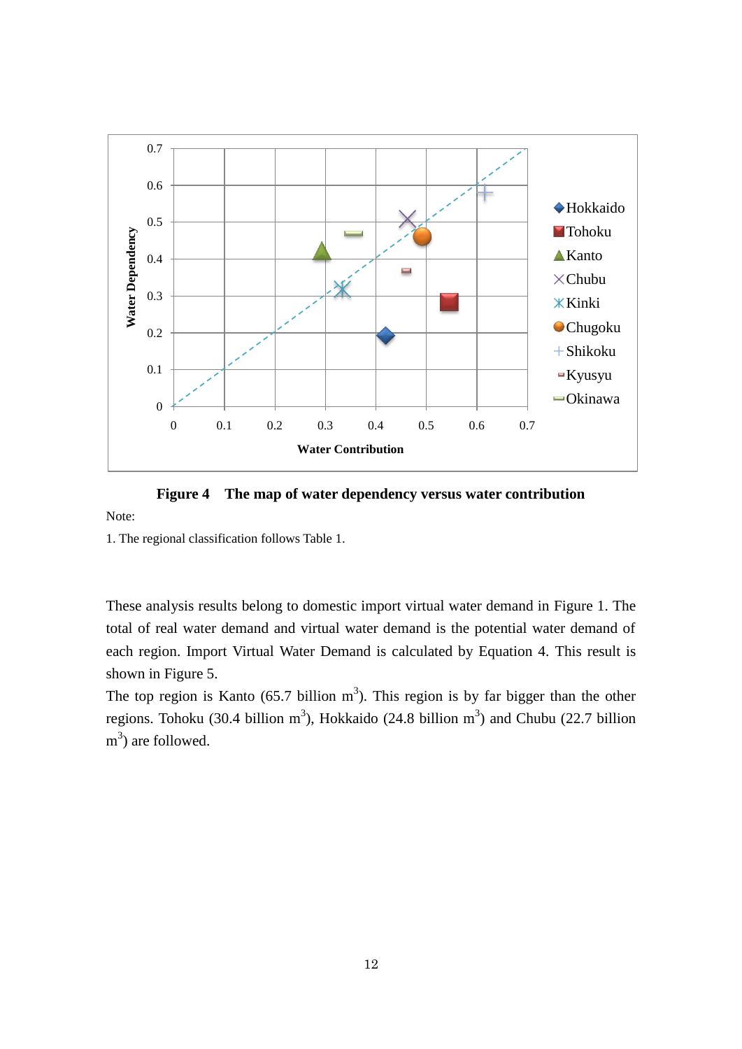**Figure 4 The map of water dependency versus water contribution**

Note:

1. The regional classification follows Table 1.

These analysis results belong to domestic import virtual water demand in Figure 1. The total of real water demand and virtual water demand is the potential water demand of each region. Import Virtual Water Demand is calculated by Equation 4. This result is shown in Figure 5.

The top region is Kanto (65.7 billion $m^3$). This region is by far bigger than the other regions. Tohoku (30.4 billion $m^3$), Hokkaido (24.8 billion $m^3$) and Chubu (22.7 billion $m^3$) are followed.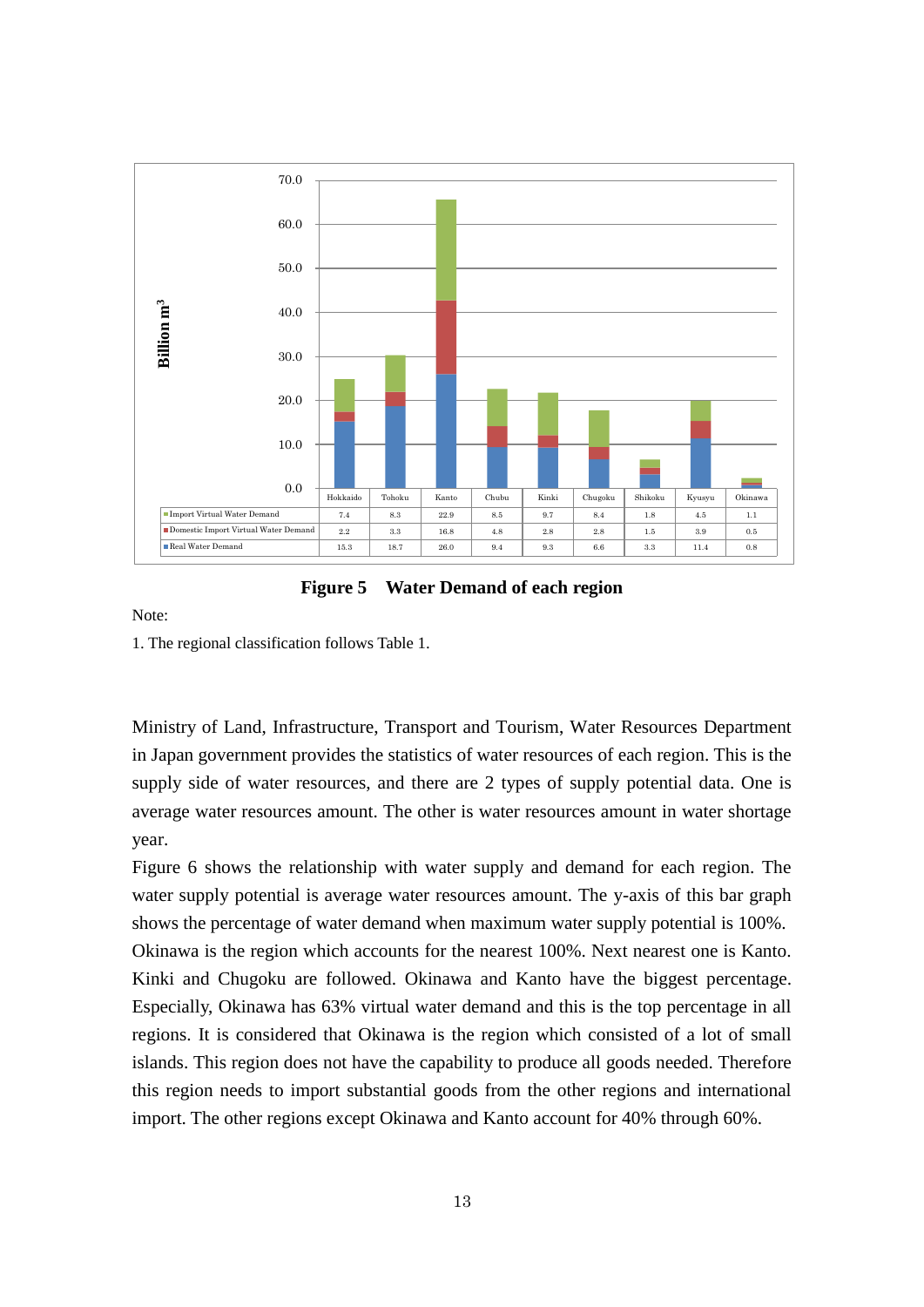| | Hokkaido | Tohoku | Kanto | Chubu | Kinki | Chugoku | Shikoku | Kyusyu | Okinawa |
|---|---|---|---|---|---|---|---|---|---|
| Import Virtual Water Demand | 7.4 | 8.3 | 22.9 | 8.5 | 9.7 | 8.4 | 1.8 | 4.5 | 1.1 |
| Domestic Import Virtual Water Demand | 2.2 | 3.3 | 16.8 | 4.8 | 2.8 | 2.8 | 1.5 | 3.9 | 0.5 |
| Real Water Demand | 15.3 | 18.7 | 26.0 | 9.4 | 9.3 | 6.6 | 3.3 | 11.4 | 0.8 |

(y-axis: Billion $m^3$)

**Figure 5　Water Demand of each region**

Note:

1. The regional classification follows Table 1.

Ministry of Land, Infrastructure, Transport and Tourism, Water Resources Department in Japan government provides the statistics of water resources of each region. This is the supply side of water resources, and there are 2 types of supply potential data. One is average water resources amount. The other is water resources amount in water shortage year.

Figure 6 shows the relationship with water supply and demand for each region. The water supply potential is average water resources amount. The y-axis of this bar graph shows the percentage of water demand when maximum water supply potential is 100%. Okinawa is the region which accounts for the nearest 100%. Next nearest one is Kanto. Kinki and Chugoku are followed. Okinawa and Kanto have the biggest percentage. Especially, Okinawa has 63% virtual water demand and this is the top percentage in all regions. It is considered that Okinawa is the region which consisted of a lot of small islands. This region does not have the capability to produce all goods needed. Therefore this region needs to import substantial goods from the other regions and international import. The other regions except Okinawa and Kanto account for 40% through 60%.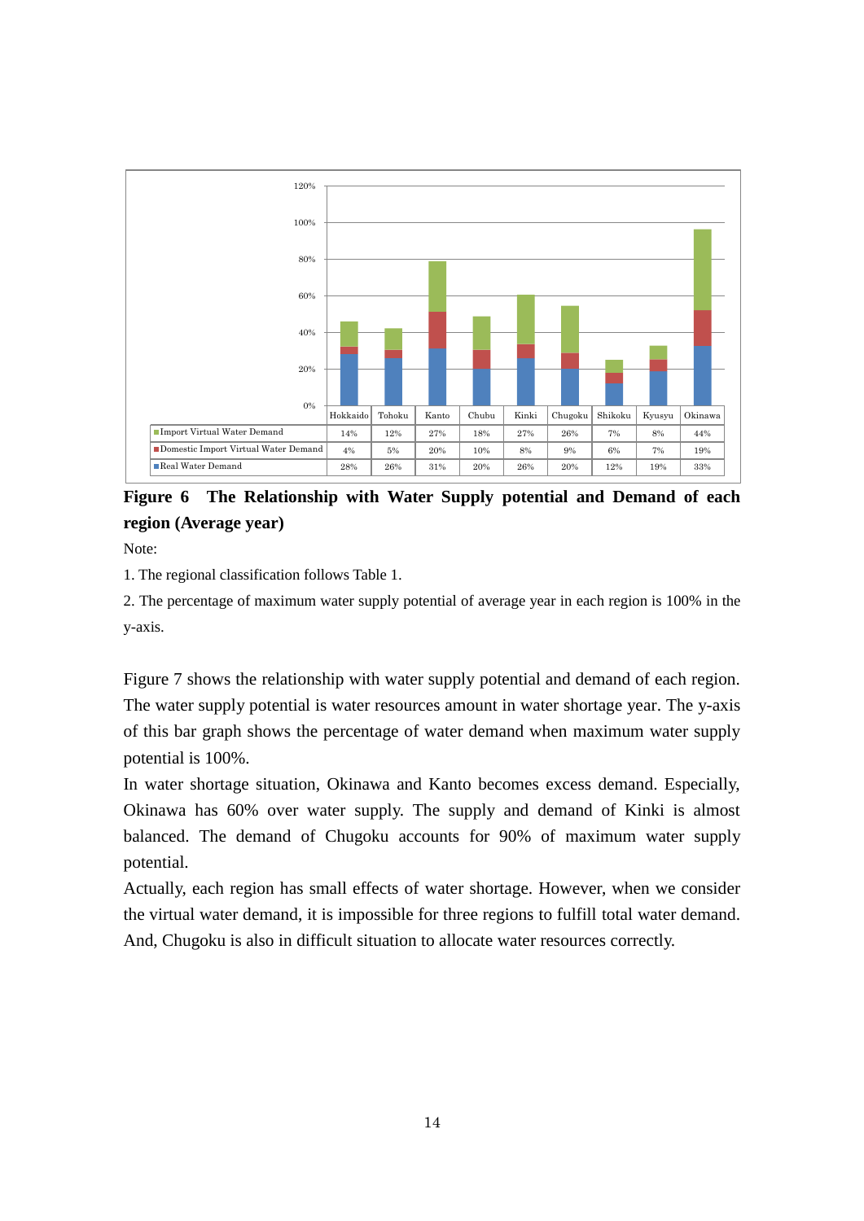| | Hokkaido | Tohoku | Kanto | Chubu | Kinki | Chugoku | Shikoku | Kyusyu | Okinawa |
|---|---|---|---|---|---|---|---|---|---|
| Import Virtual Water Demand | 14% | 12% | 27% | 18% | 27% | 26% | 7% | 8% | 44% |
| Domestic Import Virtual Water Demand | 4% | 5% | 20% | 10% | 8% | 9% | 6% | 7% | 19% |
| Real Water Demand | 28% | 26% | 31% | 20% | 26% | 20% | 12% | 19% | 33% |

**Figure 6 The Relationship with Water Supply potential and Demand of each region (Average year)**

Note:

1. The regional classification follows Table 1.

2. The percentage of maximum water supply potential of average year in each region is 100% in the y-axis.

Figure 7 shows the relationship with water supply potential and demand of each region. The water supply potential is water resources amount in water shortage year. The y-axis of this bar graph shows the percentage of water demand when maximum water supply potential is 100%.

In water shortage situation, Okinawa and Kanto becomes excess demand. Especially, Okinawa has 60% over water supply. The supply and demand of Kinki is almost balanced. The demand of Chugoku accounts for 90% of maximum water supply potential.

Actually, each region has small effects of water shortage. However, when we consider the virtual water demand, it is impossible for three regions to fulfill total water demand. And, Chugoku is also in difficult situation to allocate water resources correctly.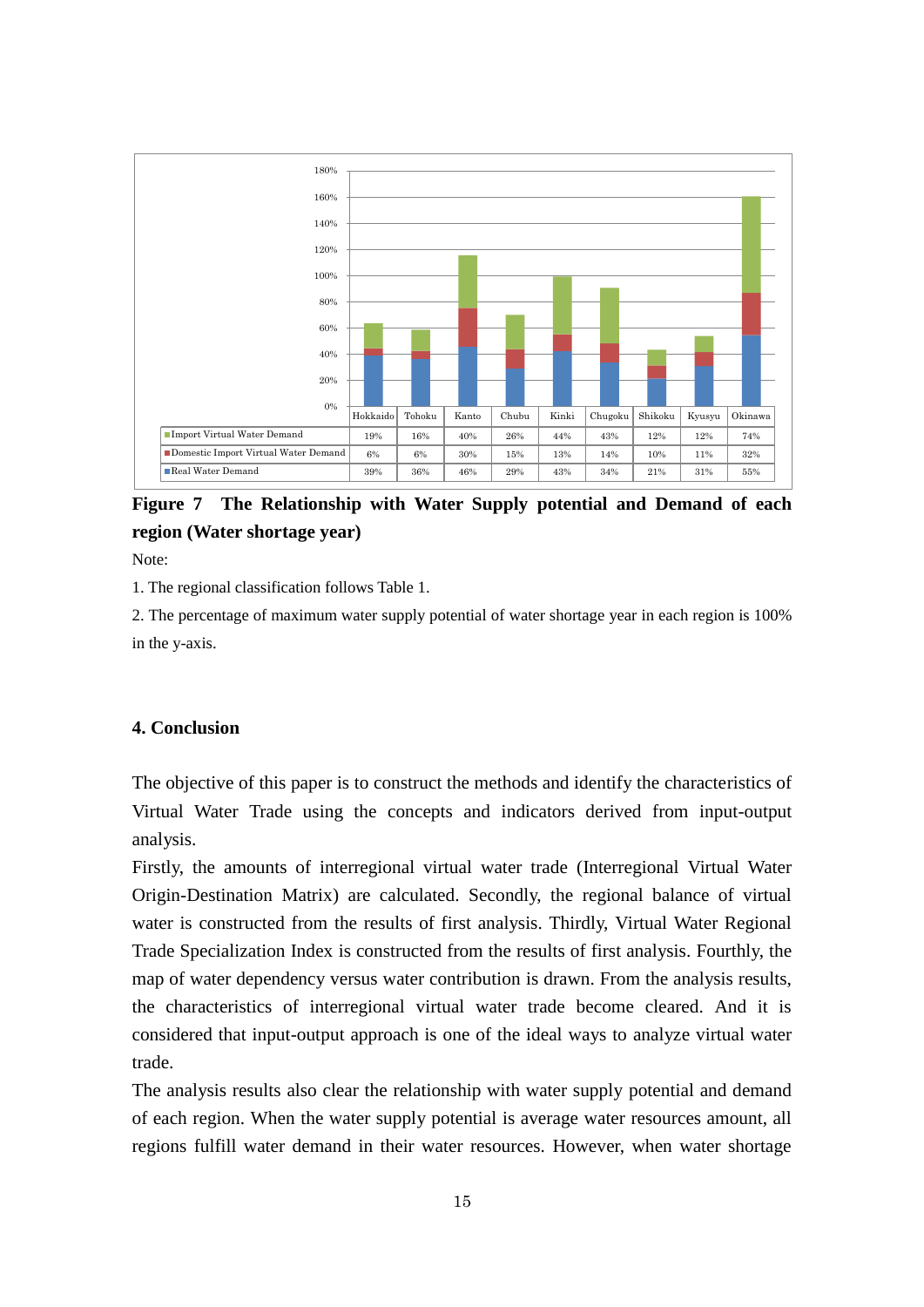| | Hokkaido | Tohoku | Kanto | Chubu | Kinki | Chugoku | Shikoku | Kyusyu | Okinawa |
|---|---|---|---|---|---|---|---|---|---|
| Import Virtual Water Demand | 19% | 16% | 40% | 26% | 44% | 43% | 12% | 12% | 74% |
| Domestic Import Virtual Water Demand | 6% | 6% | 30% | 15% | 13% | 14% | 10% | 11% | 32% |
| Real Water Demand | 39% | 36% | 46% | 29% | 43% | 34% | 21% | 31% | 55% |

**Figure 7 The Relationship with Water Supply potential and Demand of each region (Water shortage year)**

Note:

1. The regional classification follows Table 1.

2. The percentage of maximum water supply potential of water shortage year in each region is 100% in the y-axis.

## 4. Conclusion

The objective of this paper is to construct the methods and identify the characteristics of Virtual Water Trade using the concepts and indicators derived from input-output analysis.

Firstly, the amounts of interregional virtual water trade (Interregional Virtual Water Origin-Destination Matrix) are calculated. Secondly, the regional balance of virtual water is constructed from the results of first analysis. Thirdly, Virtual Water Regional Trade Specialization Index is constructed from the results of first analysis. Fourthly, the map of water dependency versus water contribution is drawn. From the analysis results, the characteristics of interregional virtual water trade become cleared. And it is considered that input-output approach is one of the ideal ways to analyze virtual water trade.

The analysis results also clear the relationship with water supply potential and demand of each region. When the water supply potential is average water resources amount, all regions fulfill water demand in their water resources. However, when water shortage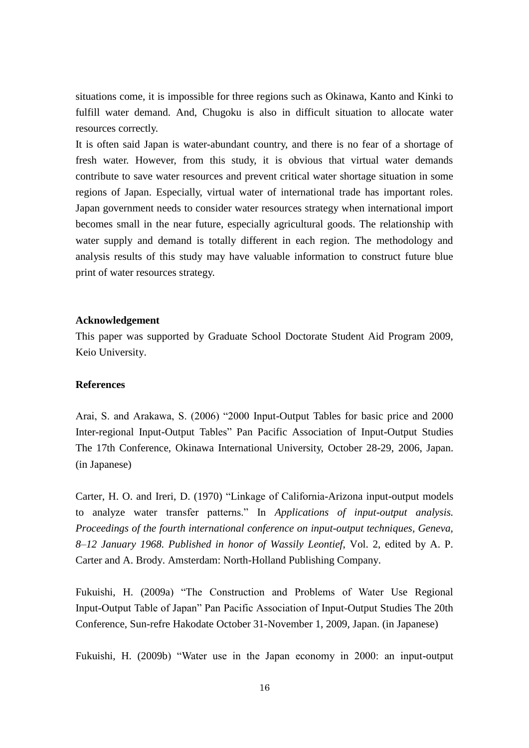situations come, it is impossible for three regions such as Okinawa, Kanto and Kinki to fulfill water demand. And, Chugoku is also in difficult situation to allocate water resources correctly.

It is often said Japan is water-abundant country, and there is no fear of a shortage of fresh water. However, from this study, it is obvious that virtual water demands contribute to save water resources and prevent critical water shortage situation in some regions of Japan. Especially, virtual water of international trade has important roles. Japan government needs to consider water resources strategy when international import becomes small in the near future, especially agricultural goods. The relationship with water supply and demand is totally different in each region. The methodology and analysis results of this study may have valuable information to construct future blue print of water resources strategy.

### Acknowledgement

This paper was supported by Graduate School Doctorate Student Aid Program 2009, Keio University.

### References

Arai, S. and Arakawa, S. (2006) "2000 Input-Output Tables for basic price and 2000 Inter-regional Input-Output Tables" Pan Pacific Association of Input-Output Studies The 17th Conference, Okinawa International University, October 28-29, 2006, Japan. (in Japanese)

Carter, H. O. and Ireri, D. (1970) "Linkage of California-Arizona input-output models to analyze water transfer patterns." In *Applications of input-output analysis. Proceedings of the fourth international conference on input-output techniques, Geneva, 8–12 January 1968. Published in honor of Wassily Leontief*, Vol. 2, edited by A. P. Carter and A. Brody. Amsterdam: North-Holland Publishing Company.

Fukuishi, H. (2009a) "The Construction and Problems of Water Use Regional Input-Output Table of Japan" Pan Pacific Association of Input-Output Studies The 20th Conference, Sun-refre Hakodate October 31-November 1, 2009, Japan. (in Japanese)

Fukuishi, H. (2009b) "Water use in the Japan economy in 2000: an input-output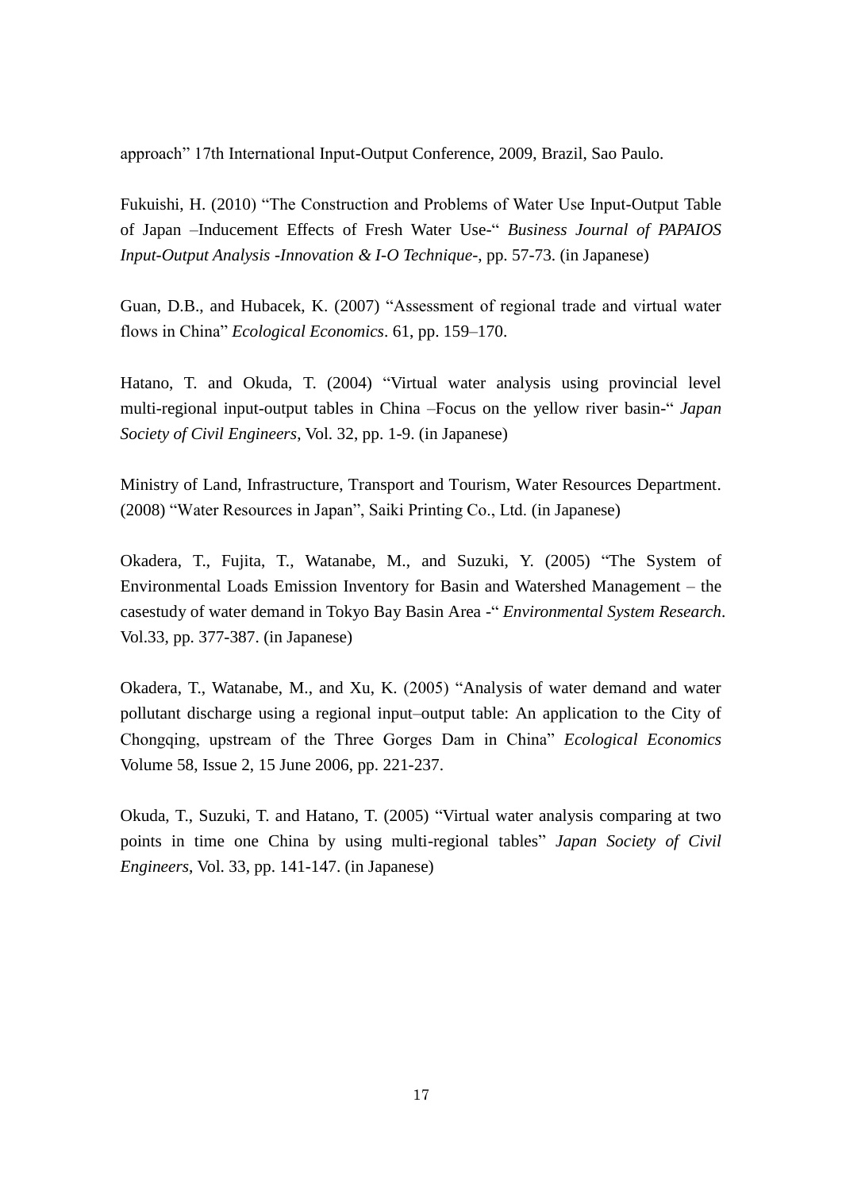approach" 17th International Input-Output Conference, 2009, Brazil, Sao Paulo.

Fukuishi, H. (2010) "The Construction and Problems of Water Use Input-Output Table of Japan –Inducement Effects of Fresh Water Use-" *Business Journal of PAPAIOS Input-Output Analysis -Innovation & I-O Technique-*, pp. 57-73. (in Japanese)

Guan, D.B., and Hubacek, K. (2007) "Assessment of regional trade and virtual water flows in China" *Ecological Economics*. 61, pp. 159–170.

Hatano, T. and Okuda, T. (2004) "Virtual water analysis using provincial level multi-regional input-output tables in China –Focus on the yellow river basin-" *Japan Society of Civil Engineers*, Vol. 32, pp. 1-9. (in Japanese)

Ministry of Land, Infrastructure, Transport and Tourism, Water Resources Department. (2008) "Water Resources in Japan", Saiki Printing Co., Ltd. (in Japanese)

Okadera, T., Fujita, T., Watanabe, M., and Suzuki, Y. (2005) "The System of Environmental Loads Emission Inventory for Basin and Watershed Management – the casestudy of water demand in Tokyo Bay Basin Area -" *Environmental System Research*. Vol.33, pp. 377-387. (in Japanese)

Okadera, T., Watanabe, M., and Xu, K. (2005) "Analysis of water demand and water pollutant discharge using a regional input–output table: An application to the City of Chongqing, upstream of the Three Gorges Dam in China" *Ecological Economics* Volume 58, Issue 2, 15 June 2006, pp. 221-237.

Okuda, T., Suzuki, T. and Hatano, T. (2005) "Virtual water analysis comparing at two points in time one China by using multi-regional tables" *Japan Society of Civil Engineers*, Vol. 33, pp. 141-147. (in Japanese)